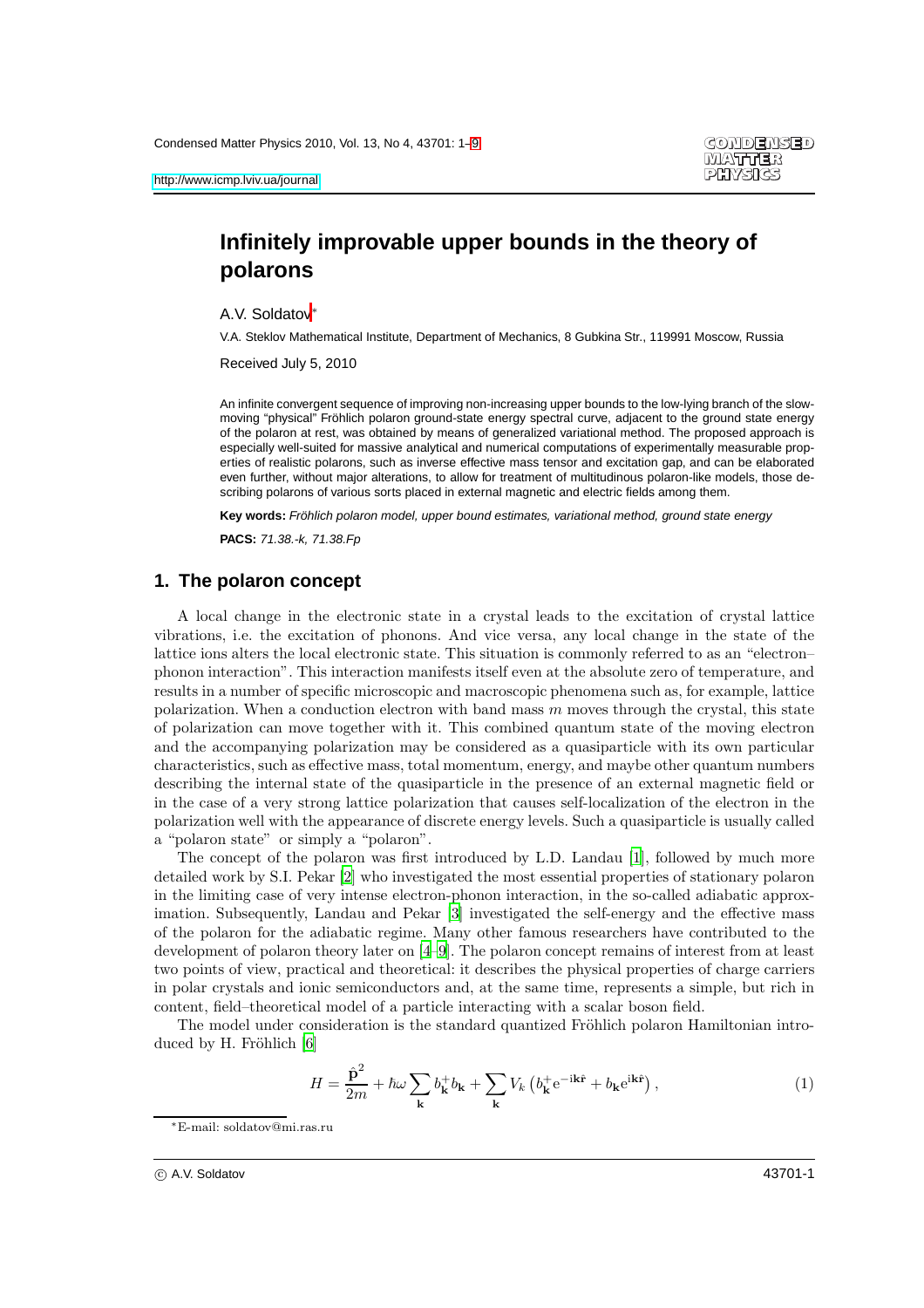# Infinitely improvable upper bounds in the theory of polarons

A.V. Soldatov*

V.A. Steklov Mathematical Institute, Department of Mechanics, 8 Gubkina Str., 119991 Moscow, Russia

Received July 5, 2010

An infinite convergent sequence of improving non-increasing upper bounds to the low-lying branch of the slow-moving "physical" Fröhlich polaron ground-state energy spectral curve, adjacent to the ground state energy of the polaron at rest, was obtained by means of generalized variational method. The proposed approach is especially well-suited for massive analytical and numerical computations of experimentally measurable properties of realistic polarons, such as inverse effective mass tensor and excitation gap, and can be elaborated even further, without major alterations, to allow for treatment of multitudinous polaron-like models, those describing polarons of various sorts placed in external magnetic and electric fields among them.

**Key words:** *Fröhlich polaron model, upper bound estimates, variational method, ground state energy*

**PACS:** *71.38.-k, 71.38.Fp*

## 1. The polaron concept

A local change in the electronic state in a crystal leads to the excitation of crystal lattice vibrations, i.e. the excitation of phonons. And vice versa, any local change in the state of the lattice ions alters the local electronic state. This situation is commonly referred to as an "electron–phonon interaction". This interaction manifests itself even at the absolute zero of temperature, and results in a number of specific microscopic and macroscopic phenomena such as, for example, lattice polarization. When a conduction electron with band mass $m$ moves through the crystal, this state of polarization can move together with it. This combined quantum state of the moving electron and the accompanying polarization may be considered as a quasiparticle with its own particular characteristics, such as effective mass, total momentum, energy, and maybe other quantum numbers describing the internal state of the quasiparticle in the presence of an external magnetic field or in the case of a very strong lattice polarization that causes self-localization of the electron in the polarization well with the appearance of discrete energy levels. Such a quasiparticle is usually called a "polaron state" or simply a "polaron".

The concept of the polaron was first introduced by L.D. Landau [1], followed by much more detailed work by S.I. Pekar [2] who investigated the most essential properties of stationary polaron in the limiting case of very intense electron-phonon interaction, in the so-called adiabatic approximation. Subsequently, Landau and Pekar [3] investigated the self-energy and the effective mass of the polaron for the adiabatic regime. Many other famous researchers have contributed to the development of polaron theory later on [4–9]. The polaron concept remains of interest from at least two points of view, practical and theoretical: it describes the physical properties of charge carriers in polar crystals and ionic semiconductors and, at the same time, represents a simple, but rich in content, field–theoretical model of a particle interacting with a scalar boson field.

The model under consideration is the standard quantized Fröhlich polaron Hamiltonian introduced by H. Fröhlich [6]

$$H = \frac{\hat{\mathbf{p}}^2}{2m} + \hbar\omega \sum_{\mathbf{k}} b_{\mathbf{k}}^{+} b_{\mathbf{k}} + \sum_{\mathbf{k}} V_k \left( b_{\mathbf{k}}^{+} \mathrm{e}^{-\mathrm{i}\mathbf{k}\hat{\mathbf{r}}} + b_{\mathbf{k}} \mathrm{e}^{\mathrm{i}\mathbf{k}\hat{\mathbf{r}}} \right), \tag{1}$$

*E-mail: soldatov@mi.ras.ru

© A.V. Soldatov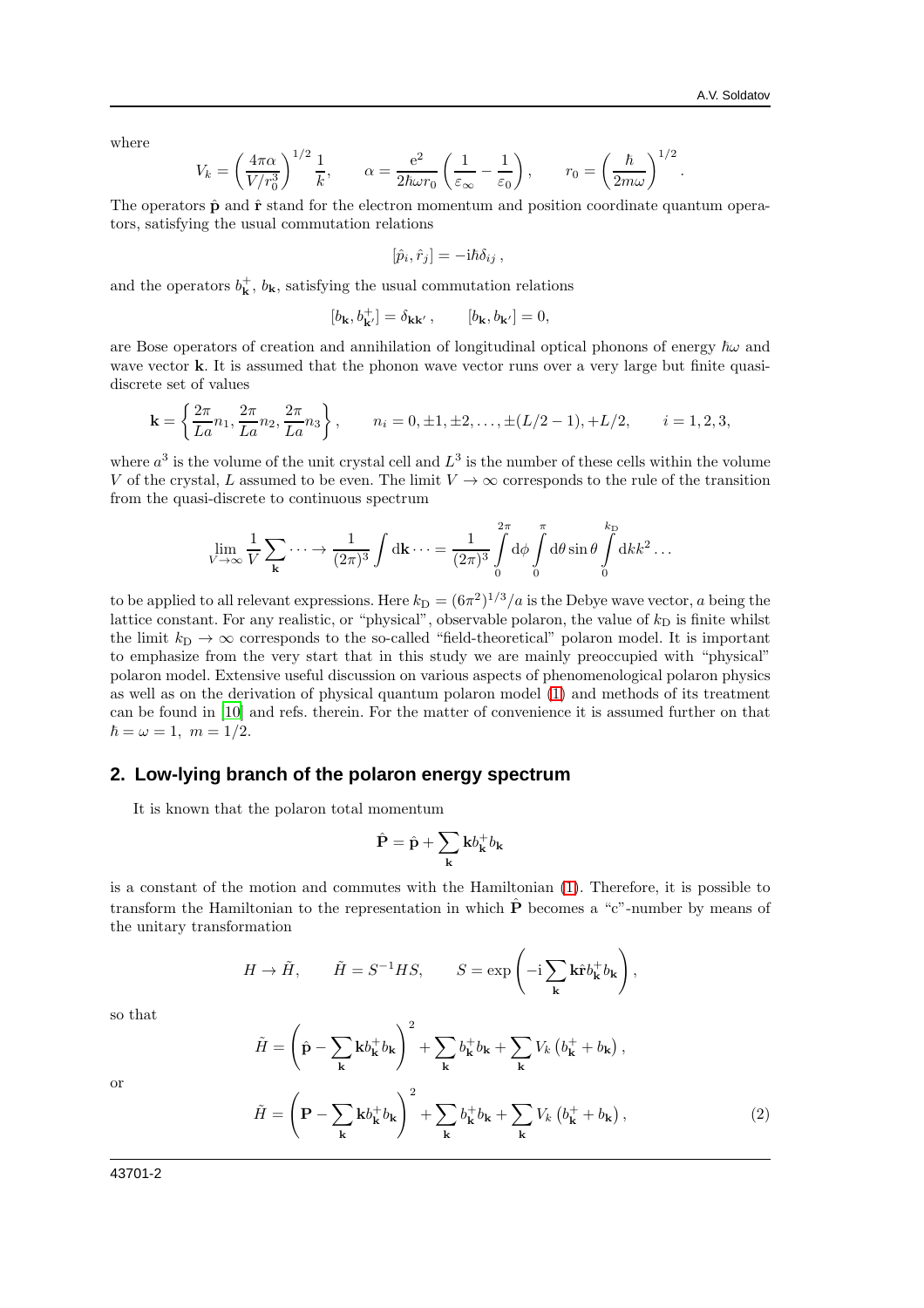where

$$V_k = \left(\frac{4\pi\alpha}{V/r_0^3}\right)^{1/2}\frac{1}{k}, \qquad \alpha = \frac{\mathrm{e}^2}{2\hbar\omega r_0}\left(\frac{1}{\varepsilon_\infty} - \frac{1}{\varepsilon_0}\right), \qquad r_0 = \left(\frac{\hbar}{2m\omega}\right)^{1/2}.$$

The operators $\hat{\mathbf{p}}$ and $\hat{\mathbf{r}}$ stand for the electron momentum and position coordinate quantum operators, satisfying the usual commutation relations

$$[\hat{p}_i, \hat{r}_j] = -\mathrm{i}\hbar\delta_{ij}\,,$$

and the operators $b_{\mathbf{k}}^+$, $b_{\mathbf{k}}$, satisfying the usual commutation relations

$$[b_{\mathbf{k}}, b_{\mathbf{k}'}^+] = \delta_{\mathbf{k}\mathbf{k}'}\,, \qquad [b_{\mathbf{k}}, b_{\mathbf{k}'}] = 0,$$

are Bose operators of creation and annihilation of longitudinal optical phonons of energy $\hbar\omega$ and wave vector $\mathbf{k}$. It is assumed that the phonon wave vector runs over a very large but finite quasi-discrete set of values

$$\mathbf{k} = \left\{\frac{2\pi}{La}n_1, \frac{2\pi}{La}n_2, \frac{2\pi}{La}n_3\right\}, \qquad n_i = 0, \pm1, \pm2, \ldots, \pm(L/2-1), +L/2, \qquad i = 1, 2, 3,$$

where $a^3$ is the volume of the unit crystal cell and $L^3$ is the number of these cells within the volume $V$ of the crystal, $L$ assumed to be even. The limit $V \to \infty$ corresponds to the rule of the transition from the quasi-discrete to continuous spectrum

$$\lim_{V\to\infty}\frac{1}{V}\sum_{\mathbf{k}}\cdots \to \frac{1}{(2\pi)^3}\int \mathrm{d}\mathbf{k}\cdots = \frac{1}{(2\pi)^3}\int_0^{2\pi}\mathrm{d}\phi\int_0^{\pi}\mathrm{d}\theta\sin\theta\int_0^{k_{\mathrm{D}}}\mathrm{d}k k^2\ldots$$

to be applied to all relevant expressions. Here $k_{\mathrm{D}} = (6\pi^2)^{1/3}/a$ is the Debye wave vector, $a$ being the lattice constant. For any realistic, or "physical", observable polaron, the value of $k_{\mathrm{D}}$ is finite whilst the limit $k_{\mathrm{D}} \to \infty$ corresponds to the so-called "field-theoretical" polaron model. It is important to emphasize from the very start that in this study we are mainly preoccupied with "physical" polaron model. Extensive useful discussion on various aspects of phenomenological polaron physics as well as on the derivation of physical quantum polaron model (1) and methods of its treatment can be found in [10] and refs. therein. For the matter of convenience it is assumed further on that $\hbar = \omega = 1,\; m = 1/2$.

## 2. Low-lying branch of the polaron energy spectrum

It is known that the polaron total momentum

$$\hat{\mathbf{P}} = \hat{\mathbf{p}} + \sum_{\mathbf{k}}\mathbf{k}b_{\mathbf{k}}^+b_{\mathbf{k}}$$

is a constant of the motion and commutes with the Hamiltonian (1). Therefore, it is possible to transform the Hamiltonian to the representation in which $\hat{\mathbf{P}}$ becomes a "c"-number by means of the unitary transformation

$$H \to \tilde{H}, \qquad \tilde{H} = S^{-1}HS, \qquad S = \exp\left(-\mathrm{i}\sum_{\mathbf{k}}\mathbf{k}\hat{\mathbf{r}}b_{\mathbf{k}}^+b_{\mathbf{k}}\right),$$

so that

$$\tilde{H} = \left(\hat{\mathbf{p}} - \sum_{\mathbf{k}}\mathbf{k}b_{\mathbf{k}}^+b_{\mathbf{k}}\right)^2 + \sum_{\mathbf{k}}b_{\mathbf{k}}^+b_{\mathbf{k}} + \sum_{\mathbf{k}}V_k\left(b_{\mathbf{k}}^+ + b_{\mathbf{k}}\right),$$

or

$$\tilde{H} = \left(\mathbf{P} - \sum_{\mathbf{k}}\mathbf{k}b_{\mathbf{k}}^+b_{\mathbf{k}}\right)^2 + \sum_{\mathbf{k}}b_{\mathbf{k}}^+b_{\mathbf{k}} + \sum_{\mathbf{k}}V_k\left(b_{\mathbf{k}}^+ + b_{\mathbf{k}}\right), \tag{2}$$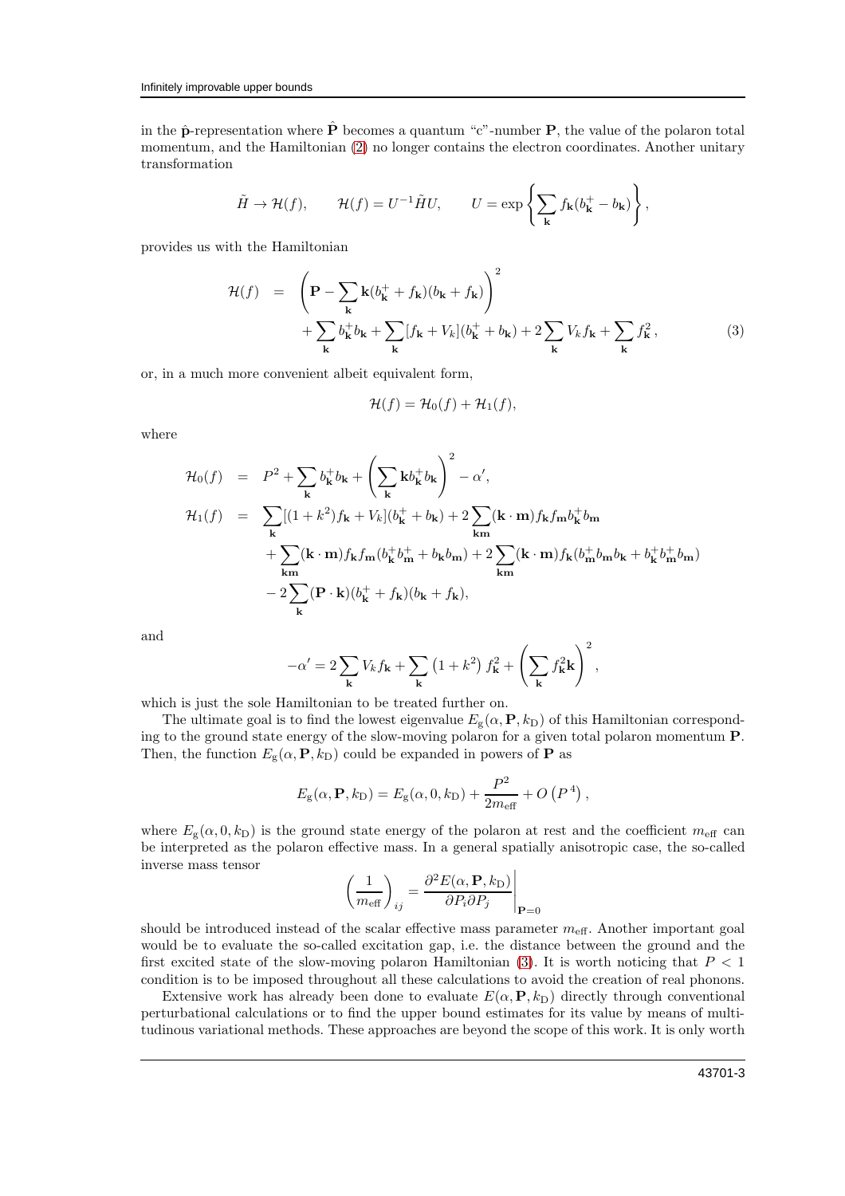in the $\hat{\mathbf{p}}$-representation where $\hat{\mathbf{P}}$ becomes a quantum "c"-number $\mathbf{P}$, the value of the polaron total momentum, and the Hamiltonian (2) no longer contains the electron coordinates. Another unitary transformation

$$\tilde{H} \to \mathcal{H}(f), \qquad \mathcal{H}(f) = U^{-1}\tilde{H}U, \qquad U = \exp\left\{\sum_{\mathbf{k}} f_{\mathbf{k}}(b^{+}_{\mathbf{k}} - b_{\mathbf{k}})\right\},$$

provides us with the Hamiltonian

$$\begin{aligned}
\mathcal{H}(f) &= \left(\mathbf{P} - \sum_{\mathbf{k}} \mathbf{k}(b^{+}_{\mathbf{k}} + f_{\mathbf{k}})(b_{\mathbf{k}} + f_{\mathbf{k}})\right)^2 \\
&\quad + \sum_{\mathbf{k}} b^{+}_{\mathbf{k}} b_{\mathbf{k}} + \sum_{\mathbf{k}} [f_{\mathbf{k}} + V_k](b^{+}_{\mathbf{k}} + b_{\mathbf{k}}) + 2\sum_{\mathbf{k}} V_k f_{\mathbf{k}} + \sum_{\mathbf{k}} f^2_{\mathbf{k}}\,,
\end{aligned} \tag{3}$$

or, in a much more convenient albeit equivalent form,

$$\mathcal{H}(f) = \mathcal{H}_0(f) + \mathcal{H}_1(f),$$

where

$$\begin{aligned}
\mathcal{H}_0(f) &= P^2 + \sum_{\mathbf{k}} b^{+}_{\mathbf{k}} b_{\mathbf{k}} + \left(\sum_{\mathbf{k}} \mathbf{k} b^{+}_{\mathbf{k}} b_{\mathbf{k}}\right)^2 - \alpha', \\
\mathcal{H}_1(f) &= \sum_{\mathbf{k}} [(1+k^2) f_{\mathbf{k}} + V_k](b^{+}_{\mathbf{k}} + b_{\mathbf{k}}) + 2\sum_{\mathbf{km}} (\mathbf{k}\cdot\mathbf{m}) f_{\mathbf{k}} f_{\mathbf{m}} b^{+}_{\mathbf{k}} b_{\mathbf{m}} \\
&\quad + \sum_{\mathbf{km}} (\mathbf{k}\cdot\mathbf{m}) f_{\mathbf{k}} f_{\mathbf{m}} (b^{+}_{\mathbf{k}} b^{+}_{\mathbf{m}} + b_{\mathbf{k}} b_{\mathbf{m}}) + 2\sum_{\mathbf{km}} (\mathbf{k}\cdot\mathbf{m}) f_{\mathbf{k}} (b^{+}_{\mathbf{m}} b_{\mathbf{m}} b_{\mathbf{k}} + b^{+}_{\mathbf{k}} b^{+}_{\mathbf{m}} b_{\mathbf{m}}) \\
&\quad - 2\sum_{\mathbf{k}} (\mathbf{P}\cdot\mathbf{k})(b^{+}_{\mathbf{k}} + f_{\mathbf{k}})(b_{\mathbf{k}} + f_{\mathbf{k}}),
\end{aligned}$$

and

$$-\alpha' = 2\sum_{\mathbf{k}} V_k f_{\mathbf{k}} + \sum_{\mathbf{k}} \left(1 + k^2\right) f^2_{\mathbf{k}} + \left(\sum_{\mathbf{k}} f^2_{\mathbf{k}} \mathbf{k}\right)^2,$$

which is just the sole Hamiltonian to be treated further on.

The ultimate goal is to find the lowest eigenvalue $E_{\mathrm{g}}(\alpha, \mathbf{P}, k_{\mathrm{D}})$ of this Hamiltonian corresponding to the ground state energy of the slow-moving polaron for a given total polaron momentum $\mathbf{P}$. Then, the function $E_{\mathrm{g}}(\alpha, \mathbf{P}, k_{\mathrm{D}})$ could be expanded in powers of $\mathbf{P}$ as

$$E_{\mathrm{g}}(\alpha, \mathbf{P}, k_{\mathrm{D}}) = E_{\mathrm{g}}(\alpha, 0, k_{\mathrm{D}}) + \frac{P^2}{2m_{\mathrm{eff}}} + O\left(P^4\right),$$

where $E_{\mathrm{g}}(\alpha, 0, k_{\mathrm{D}})$ is the ground state energy of the polaron at rest and the coefficient $m_{\mathrm{eff}}$ can be interpreted as the polaron effective mass. In a general spatially anisotropic case, the so-called inverse mass tensor

$$\left(\frac{1}{m_{\mathrm{eff}}}\right)_{ij} = \left.\frac{\partial^2 E(\alpha, \mathbf{P}, k_{\mathrm{D}})}{\partial P_i \partial P_j}\right|_{\mathbf{P}=0}$$

should be introduced instead of the scalar effective mass parameter $m_{\mathrm{eff}}$. Another important goal would be to evaluate the so-called excitation gap, i.e. the distance between the ground and the first excited state of the slow-moving polaron Hamiltonian (3). It is worth noticing that $P < 1$ condition is to be imposed throughout all these calculations to avoid the creation of real phonons.

Extensive work has already been done to evaluate $E(\alpha, \mathbf{P}, k_{\mathrm{D}})$ directly through conventional perturbational calculations or to find the upper bound estimates for its value by means of multitudinous variational methods. These approaches are beyond the scope of this work. It is only worth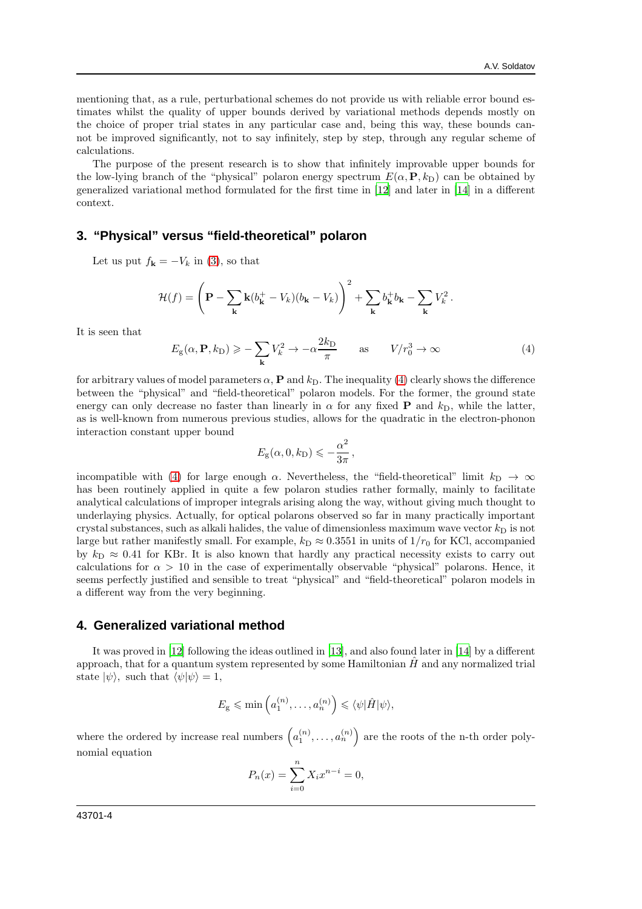mentioning that, as a rule, perturbational schemes do not provide us with reliable error bound estimates whilst the quality of upper bounds derived by variational methods depends mostly on the choice of proper trial states in any particular case and, being this way, these bounds cannot be improved significantly, not to say infinitely, step by step, through any regular scheme of calculations.

The purpose of the present research is to show that infinitely improvable upper bounds for the low-lying branch of the "physical" polaron energy spectrum $E(\alpha, \mathbf{P}, k_{\mathrm{D}})$ can be obtained by generalized variational method formulated for the first time in [12] and later in [14] in a different context.

## 3. "Physical" versus "field-theoretical" polaron

Let us put $f_{\mathbf{k}} = -V_k$ in (3), so that

$$\mathcal{H}(f) = \left(\mathbf{P} - \sum_{\mathbf{k}} \mathbf{k}(b_{\mathbf{k}}^{+} - V_k)(b_{\mathbf{k}} - V_k)\right)^2 + \sum_{\mathbf{k}} b_{\mathbf{k}}^{+} b_{\mathbf{k}} - \sum_{\mathbf{k}} V_k^2 .$$

It is seen that

$$E_{\mathrm{g}}(\alpha, \mathbf{P}, k_{\mathrm{D}}) \geqslant -\sum_{\mathbf{k}} V_k^2 \to -\alpha \frac{2k_{\mathrm{D}}}{\pi} \qquad \text{as} \qquad V/r_0^3 \to \infty \tag{4}$$

for arbitrary values of model parameters $\alpha$, $\mathbf{P}$ and $k_{\mathrm{D}}$. The inequality (4) clearly shows the difference between the "physical" and "field-theoretical" polaron models. For the former, the ground state energy can only decrease no faster than linearly in $\alpha$ for any fixed $\mathbf{P}$ and $k_{\mathrm{D}}$, while the latter, as is well-known from numerous previous studies, allows for the quadratic in the electron-phonon interaction constant upper bound

$$E_{\mathrm{g}}(\alpha, 0, k_{\mathrm{D}}) \leqslant -\frac{\alpha^2}{3\pi} ,$$

incompatible with (4) for large enough $\alpha$. Nevertheless, the "field-theoretical" limit $k_{\mathrm{D}} \to \infty$ has been routinely applied in quite a few polaron studies rather formally, mainly to facilitate analytical calculations of improper integrals arising along the way, without giving much thought to underlaying physics. Actually, for optical polarons observed so far in many practically important crystal substances, such as alkali halides, the value of dimensionless maximum wave vector $k_{\mathrm{D}}$ is not large but rather manifestly small. For example, $k_{\mathrm{D}} \approx 0.3551$ in units of $1/r_0$ for KCl, accompanied by $k_{\mathrm{D}} \approx 0.41$ for KBr. It is also known that hardly any practical necessity exists to carry out calculations for $\alpha > 10$ in the case of experimentally observable "physical" polarons. Hence, it seems perfectly justified and sensible to treat "physical" and "field-theoretical" polaron models in a different way from the very beginning.

## 4. Generalized variational method

It was proved in [12] following the ideas outlined in [13], and also found later in [14] by a different approach, that for a quantum system represented by some Hamiltonian $\hat{H}$ and any normalized trial state $|\psi\rangle$, such that $\langle\psi|\psi\rangle = 1$,

$$E_{\mathrm{g}} \leqslant \min\left(a_1^{(n)}, \ldots, a_n^{(n)}\right) \leqslant \langle\psi|\hat{H}|\psi\rangle,$$

where the ordered by increase real numbers $\left(a_1^{(n)}, \ldots, a_n^{(n)}\right)$ are the roots of the n-th order polynomial equation

$$P_n(x) = \sum_{i=0}^{n} X_i x^{n-i} = 0,$$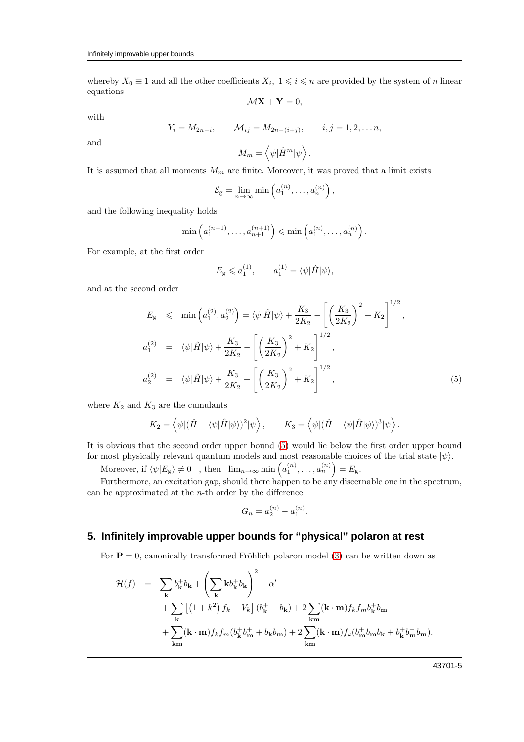whereby $X_0 \equiv 1$ and all the other coefficients $X_i,\ 1 \leqslant i \leqslant n$ are provided by the system of $n$ linear equations

$$\mathcal{M}\mathbf{X} + \mathbf{Y} = 0,$$

with

$$Y_i = M_{2n-i}, \qquad \mathcal{M}_{ij} = M_{2n-(i+j)}, \qquad i,j = 1,2,\ldots n,$$

and

$$M_m = \left\langle \psi | \hat{H}^m | \psi \right\rangle .$$

It is assumed that all moments $M_m$ are finite. Moreover, it was proved that a limit exists

$$\mathcal{E}_{\rm g} = \lim_{n\to\infty} \min\left(a_1^{(n)}, \ldots, a_n^{(n)}\right),$$

and the following inequality holds

$$\min\left(a_1^{(n+1)}, \ldots, a_{n+1}^{(n+1)}\right) \leqslant \min\left(a_1^{(n)}, \ldots, a_n^{(n)}\right).$$

For example, at the first order

$$E_{\rm g} \leqslant a_1^{(1)}, \qquad a_1^{(1)} = \langle \psi | \hat{H} | \psi \rangle,$$

and at the second order

$$
\begin{aligned}
E_{\rm g} &\leqslant \min\left(a_1^{(2)}, a_2^{(2)}\right) = \langle \psi | \hat{H} | \psi \rangle + \frac{K_3}{2K_2} - \left[\left(\frac{K_3}{2K_2}\right)^2 + K_2\right]^{1/2}, \\
a_1^{(2)} &= \langle \psi | \hat{H} | \psi \rangle + \frac{K_3}{2K_2} - \left[\left(\frac{K_3}{2K_2}\right)^2 + K_2\right]^{1/2}, \\
a_2^{(2)} &= \langle \psi | \hat{H} | \psi \rangle + \frac{K_3}{2K_2} + \left[\left(\frac{K_3}{2K_2}\right)^2 + K_2\right]^{1/2},
\end{aligned} \tag{5}
$$

where $K_2$ and $K_3$ are the cumulants

$$K_2 = \left\langle \psi | (\hat{H} - \langle \psi | \hat{H} | \psi \rangle)^2 | \psi \right\rangle, \qquad K_3 = \left\langle \psi | (\hat{H} - \langle \psi | \hat{H} | \psi \rangle)^3 | \psi \right\rangle.$$

It is obvious that the second order upper bound (5) would lie below the first order upper bound for most physically relevant quantum models and most reasonable choices of the trial state $|\psi\rangle$.

Moreover, if $\langle \psi | E_{\rm g} \rangle \neq 0$ , then $\lim_{n\to\infty} \min\left(a_1^{(n)}, \ldots, a_n^{(n)}\right) = E_{\rm g}$.

Furthermore, an excitation gap, should there happen to be any discernable one in the spectrum, can be approximated at the $n$-th order by the difference

$$G_n = a_2^{(n)} - a_1^{(n)}.$$

## 5. Infinitely improvable upper bounds for "physical" polaron at rest

For $\mathbf{P} = 0$, canonically transformed Fröhlich polaron model (3) can be written down as

$$
\begin{aligned}
\mathcal{H}(f) = &\sum_{\mathbf{k}} b_{\mathbf{k}}^{+} b_{\mathbf{k}} + \left(\sum_{\mathbf{k}} \mathbf{k} b_{\mathbf{k}}^{+} b_{\mathbf{k}}\right)^2 - \alpha' \\
&+ \sum_{\mathbf{k}} \left[\left(1 + k^2\right) f_k + V_k\right] (b_{\mathbf{k}}^{+} + b_{\mathbf{k}}) + 2 \sum_{\mathbf{km}} (\mathbf{k} \cdot \mathbf{m}) f_k f_m b_{\mathbf{k}}^{+} b_{\mathbf{m}} \\
&+ \sum_{\mathbf{km}} (\mathbf{k} \cdot \mathbf{m}) f_k f_m (b_{\mathbf{k}}^{+} b_{\mathbf{m}}^{+} + b_{\mathbf{k}} b_{\mathbf{m}}) + 2 \sum_{\mathbf{km}} (\mathbf{k} \cdot \mathbf{m}) f_k (b_{\mathbf{m}}^{+} b_{\mathbf{m}} b_{\mathbf{k}} + b_{\mathbf{k}}^{+} b_{\mathbf{m}}^{+} b_{\mathbf{m}}).
\end{aligned}
$$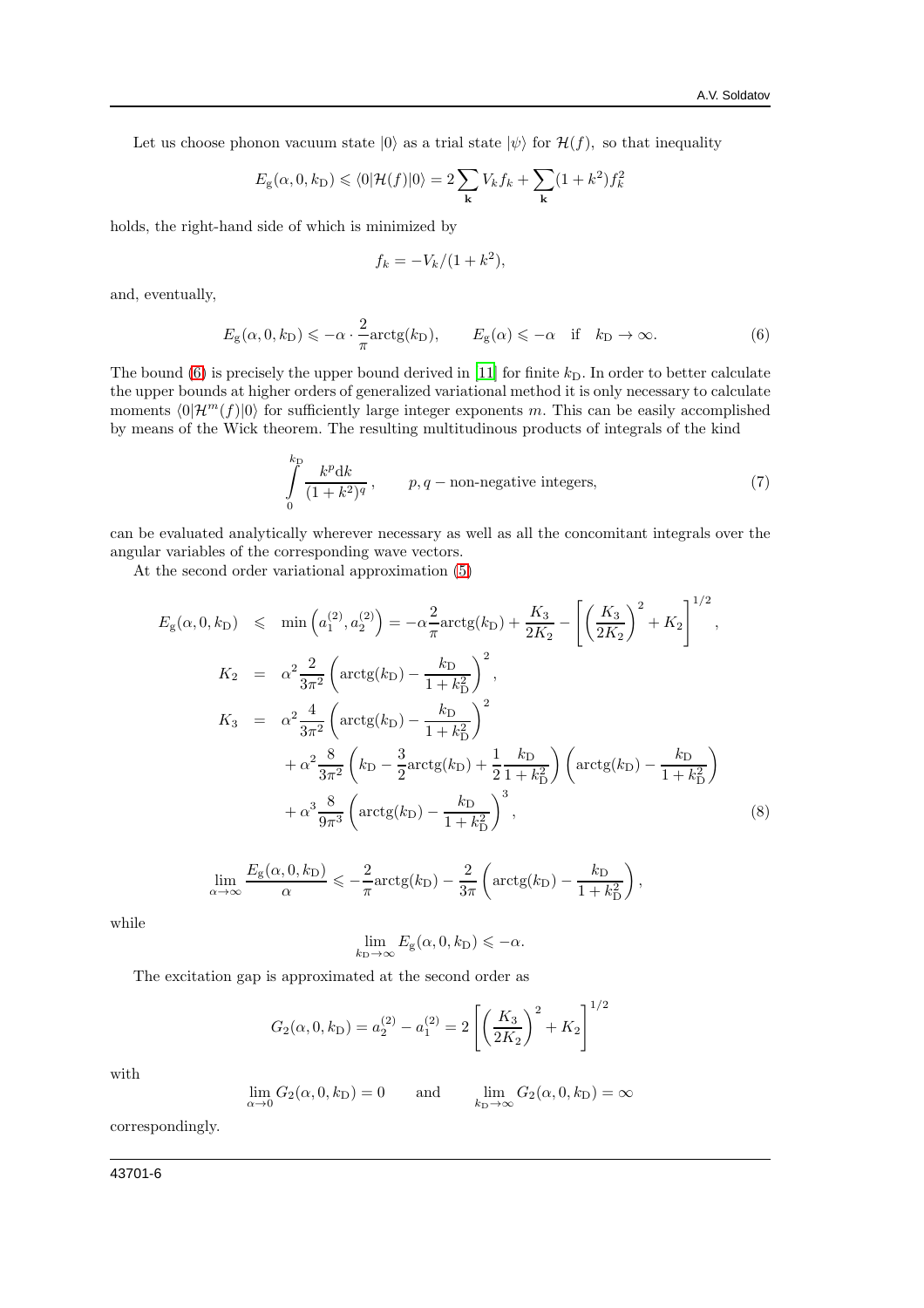Let us choose phonon vacuum state $|0\rangle$ as a trial state $|\psi\rangle$ for $\mathcal{H}(f)$, so that inequality

$$E_{\mathrm{g}}(\alpha,0,k_{\mathrm{D}}) \leqslant \langle 0|\mathcal{H}(f)|0\rangle = 2\sum_{\mathbf{k}} V_k f_k + \sum_{\mathbf{k}} (1+k^2) f_k^2$$

holds, the right-hand side of which is minimized by

$$f_k = -V_k/(1+k^2),$$

and, eventually,

$$E_{\mathrm{g}}(\alpha,0,k_{\mathrm{D}}) \leqslant -\alpha\cdot\frac{2}{\pi}\mathrm{arctg}(k_{\mathrm{D}}), \qquad E_{\mathrm{g}}(\alpha) \leqslant -\alpha \quad \text{if} \quad k_{\mathrm{D}}\to\infty. \tag{6}$$

The bound (6) is precisely the upper bound derived in [11] for finite $k_{\mathrm{D}}$. In order to better calculate the upper bounds at higher orders of generalized variational method it is only necessary to calculate moments $\langle 0|\mathcal{H}^m(f)|0\rangle$ for sufficiently large integer exponents $m$. This can be easily accomplished by means of the Wick theorem. The resulting multitudinous products of integrals of the kind

$$\int\limits_0^{k_{\mathrm{D}}} \frac{k^p \mathrm{d}k}{(1+k^2)^q}\,, \qquad p,q - \text{non-negative integers}, \tag{7}$$

can be evaluated analytically wherever necessary as well as all the concomitant integrals over the angular variables of the corresponding wave vectors.

At the second order variational approximation (5)

$$\begin{aligned}
E_{\mathrm{g}}(\alpha,0,k_{\mathrm{D}}) &\leqslant \min\left(a_1^{(2)},a_2^{(2)}\right) = -\alpha\frac{2}{\pi}\mathrm{arctg}(k_{\mathrm{D}}) + \frac{K_3}{2K_2} - \left[\left(\frac{K_3}{2K_2}\right)^2 + K_2\right]^{1/2},\\
K_2 &= \alpha^2\frac{2}{3\pi^2}\left(\mathrm{arctg}(k_{\mathrm{D}}) - \frac{k_{\mathrm{D}}}{1+k_{\mathrm{D}}^2}\right)^2,\\
K_3 &= \alpha^2\frac{4}{3\pi^2}\left(\mathrm{arctg}(k_{\mathrm{D}}) - \frac{k_{\mathrm{D}}}{1+k_{\mathrm{D}}^2}\right)^2\\
&\quad + \alpha^2\frac{8}{3\pi^2}\left(k_{\mathrm{D}} - \frac{3}{2}\mathrm{arctg}(k_{\mathrm{D}}) + \frac{1}{2}\frac{k_{\mathrm{D}}}{1+k_{\mathrm{D}}^2}\right)\left(\mathrm{arctg}(k_{\mathrm{D}}) - \frac{k_{\mathrm{D}}}{1+k_{\mathrm{D}}^2}\right)\\
&\quad + \alpha^3\frac{8}{9\pi^3}\left(\mathrm{arctg}(k_{\mathrm{D}}) - \frac{k_{\mathrm{D}}}{1+k_{\mathrm{D}}^2}\right)^3,
\end{aligned} \tag{8}$$

$$\lim_{\alpha\to\infty}\frac{E_{\mathrm{g}}(\alpha,0,k_{\mathrm{D}})}{\alpha} \leqslant -\frac{2}{\pi}\mathrm{arctg}(k_{\mathrm{D}}) - \frac{2}{3\pi}\left(\mathrm{arctg}(k_{\mathrm{D}}) - \frac{k_{\mathrm{D}}}{1+k_{\mathrm{D}}^2}\right),$$

while

$$\lim_{k_{\mathrm{D}}\to\infty} E_{\mathrm{g}}(\alpha,0,k_{\mathrm{D}}) \leqslant -\alpha.$$

The excitation gap is approximated at the second order as

$$G_2(\alpha,0,k_{\mathrm{D}}) = a_2^{(2)} - a_1^{(2)} = 2\left[\left(\frac{K_3}{2K_2}\right)^2 + K_2\right]^{1/2}$$

with

$$\lim_{\alpha\to 0} G_2(\alpha,0,k_{\mathrm{D}}) = 0 \qquad \text{and} \qquad \lim_{k_{\mathrm{D}}\to\infty} G_2(\alpha,0,k_{\mathrm{D}}) = \infty$$

correspondingly.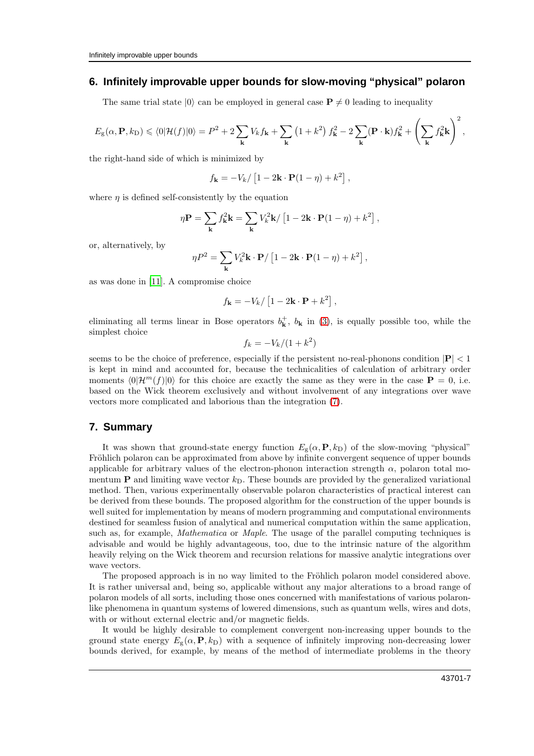## 6. Infinitely improvable upper bounds for slow-moving "physical" polaron

The same trial state $|0\rangle$ can be employed in general case $\mathbf{P} \neq 0$ leading to inequality

$$E_{\mathrm{g}}(\alpha, \mathbf{P}, k_{\mathrm{D}}) \leqslant \langle 0|\mathcal{H}(f)|0\rangle = P^2 + 2\sum_{\mathbf{k}} V_k f_{\mathbf{k}} + \sum_{\mathbf{k}} \left(1+k^2\right) f_{\mathbf{k}}^2 - 2\sum_{\mathbf{k}} (\mathbf{P}\cdot\mathbf{k}) f_{\mathbf{k}}^2 + \left(\sum_{\mathbf{k}} f_{\mathbf{k}}^2 \mathbf{k}\right)^2,$$

the right-hand side of which is minimized by

$$f_{\mathbf{k}} = -V_k / \left[1 - 2\mathbf{k}\cdot\mathbf{P}(1-\eta) + k^2\right],$$

where $\eta$ is defined self-consistently by the equation

$$\eta \mathbf{P} = \sum_{\mathbf{k}} f_{\mathbf{k}}^2 \mathbf{k} = \sum_{\mathbf{k}} V_k^2 \mathbf{k} / \left[1 - 2\mathbf{k}\cdot\mathbf{P}(1-\eta) + k^2\right],$$

or, alternatively, by

$$\eta P^2 = \sum_{\mathbf{k}} V_k^2 \mathbf{k}\cdot\mathbf{P} / \left[1 - 2\mathbf{k}\cdot\mathbf{P}(1-\eta) + k^2\right],$$

as was done in [11]. A compromise choice

$$f_{\mathbf{k}} = -V_k / \left[1 - 2\mathbf{k}\cdot\mathbf{P} + k^2\right],$$

eliminating all terms linear in Bose operators $b_{\mathbf{k}}^{+}$, $b_{\mathbf{k}}$ in (3), is equally possible too, while the simplest choice

$$f_k = -V_k/(1+k^2)$$

seems to be the choice of preference, especially if the persistent no-real-phonons condition $|\mathbf{P}| < 1$ is kept in mind and accounted for, because the technicalities of calculation of arbitrary order moments $\langle 0|\mathcal{H}^m(f)|0\rangle$ for this choice are exactly the same as they were in the case $\mathbf{P} = 0$, i.e. based on the Wick theorem exclusively and without involvement of any integrations over wave vectors more complicated and laborious than the integration (7).

## 7. Summary

It was shown that ground-state energy function $E_{\mathrm{g}}(\alpha, \mathbf{P}, k_{\mathrm{D}})$ of the slow-moving "physical" Fröhlich polaron can be approximated from above by infinite convergent sequence of upper bounds applicable for arbitrary values of the electron-phonon interaction strength $\alpha$, polaron total momentum $\mathbf{P}$ and limiting wave vector $k_{\mathrm{D}}$. These bounds are provided by the generalized variational method. Then, various experimentally observable polaron characteristics of practical interest can be derived from these bounds. The proposed algorithm for the construction of the upper bounds is well suited for implementation by means of modern programming and computational environments destined for seamless fusion of analytical and numerical computation within the same application, such as, for example, *Mathematica* or *Maple*. The usage of the parallel computing techniques is advisable and would be highly advantageous, too, due to the intrinsic nature of the algorithm heavily relying on the Wick theorem and recursion relations for massive analytic integrations over wave vectors.

The proposed approach is in no way limited to the Fröhlich polaron model considered above. It is rather universal and, being so, applicable without any major alterations to a broad range of polaron models of all sorts, including those ones concerned with manifestations of various polaron-like phenomena in quantum systems of lowered dimensions, such as quantum wells, wires and dots, with or without external electric and/or magnetic fields.

It would be highly desirable to complement convergent non-increasing upper bounds to the ground state energy $E_{\mathrm{g}}(\alpha, \mathbf{P}, k_{\mathrm{D}})$ with a sequence of infinitely improving non-decreasing lower bounds derived, for example, by means of the method of intermediate problems in the theory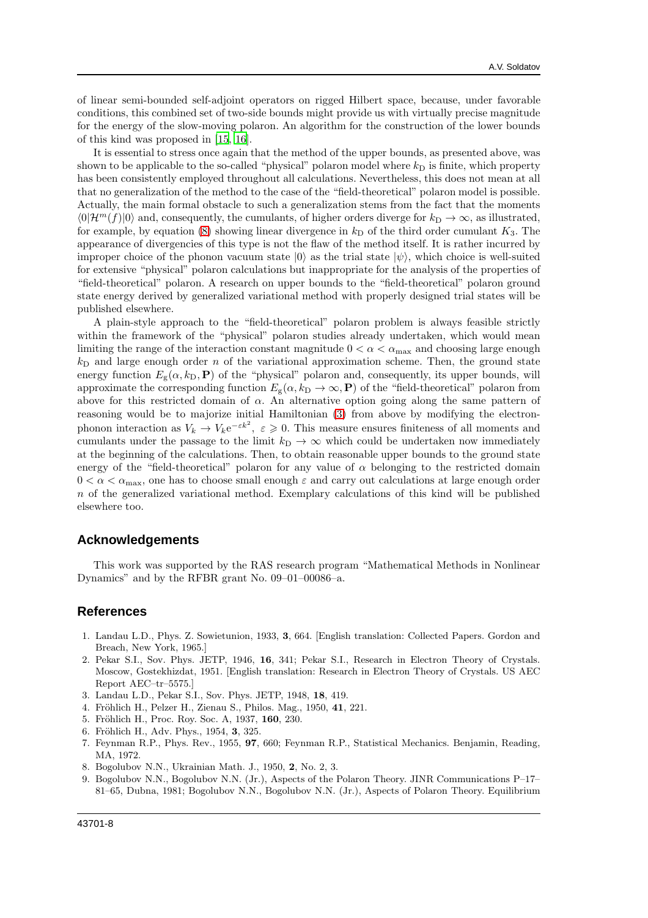of linear semi-bounded self-adjoint operators on rigged Hilbert space, because, under favorable conditions, this combined set of two-side bounds might provide us with virtually precise magnitude for the energy of the slow-moving polaron. An algorithm for the construction of the lower bounds of this kind was proposed in [15, 16].

It is essential to stress once again that the method of the upper bounds, as presented above, was shown to be applicable to the so-called "physical" polaron model where $k_{\mathrm{D}}$ is finite, which property has been consistently employed throughout all calculations. Nevertheless, this does not mean at all that no generalization of the method to the case of the "field-theoretical" polaron model is possible. Actually, the main formal obstacle to such a generalization stems from the fact that the moments $\langle 0|\mathcal{H}^m(f)|0\rangle$ and, consequently, the cumulants, of higher orders diverge for $k_{\mathrm{D}} \to \infty$, as illustrated, for example, by equation (8) showing linear divergence in $k_{\mathrm{D}}$ of the third order cumulant $K_3$. The appearance of divergencies of this type is not the flaw of the method itself. It is rather incurred by improper choice of the phonon vacuum state $|0\rangle$ as the trial state $|\psi\rangle$, which choice is well-suited for extensive "physical" polaron calculations but inappropriate for the analysis of the properties of "field-theoretical" polaron. A research on upper bounds to the "field-theoretical" polaron ground state energy derived by generalized variational method with properly designed trial states will be published elsewhere.

A plain-style approach to the "field-theoretical" polaron problem is always feasible strictly within the framework of the "physical" polaron studies already undertaken, which would mean limiting the range of the interaction constant magnitude $0 < \alpha < \alpha_{\max}$ and choosing large enough $k_{\mathrm{D}}$ and large enough order $n$ of the variational approximation scheme. Then, the ground state energy function $E_{\mathrm{g}}(\alpha, k_{\mathrm{D}}, \mathbf{P})$ of the "physical" polaron and, consequently, its upper bounds, will approximate the corresponding function $E_{\mathrm{g}}(\alpha, k_{\mathrm{D}} \to \infty, \mathbf{P})$ of the "field-theoretical" polaron from above for this restricted domain of $\alpha$. An alternative option going along the same pattern of reasoning would be to majorize initial Hamiltonian (3) from above by modifying the electron-phonon interaction as $V_k \to V_k \mathrm{e}^{-\varepsilon k^2}$, $\varepsilon \geqslant 0$. This measure ensures finiteness of all moments and cumulants under the passage to the limit $k_{\mathrm{D}} \to \infty$ which could be undertaken now immediately at the beginning of the calculations. Then, to obtain reasonable upper bounds to the ground state energy of the "field-theoretical" polaron for any value of $\alpha$ belonging to the restricted domain $0 < \alpha < \alpha_{\max}$, one has to choose small enough $\varepsilon$ and carry out calculations at large enough order $n$ of the generalized variational method. Exemplary calculations of this kind will be published elsewhere too.

## Acknowledgements

This work was supported by the RAS research program "Mathematical Methods in Nonlinear Dynamics" and by the RFBR grant No. 09–01–00086–a.

## References

1. Landau L.D., Phys. Z. Sowietunion, 1933, **3**, 664. [English translation: Collected Papers. Gordon and Breach, New York, 1965.]
2. Pekar S.I., Sov. Phys. JETP, 1946, **16**, 341; Pekar S.I., Research in Electron Theory of Crystals. Moscow, Gostekhizdat, 1951. [English translation: Research in Electron Theory of Crystals. US AEC Report AEC–tr–5575.]
3. Landau L.D., Pekar S.I., Sov. Phys. JETP, 1948, **18**, 419.
4. Fröhlich H., Pelzer H., Zienau S., Philos. Mag., 1950, **41**, 221.
5. Fröhlich H., Proc. Roy. Soc. A, 1937, **160**, 230.
6. Fröhlich H., Adv. Phys., 1954, **3**, 325.
7. Feynman R.P., Phys. Rev., 1955, **97**, 660; Feynman R.P., Statistical Mechanics. Benjamin, Reading, MA, 1972.
8. Bogolubov N.N., Ukrainian Math. J., 1950, **2**, No. 2, 3.
9. Bogolubov N.N., Bogolubov N.N. (Jr.), Aspects of the Polaron Theory. JINR Communications P–17–81–65, Dubna, 1981; Bogolubov N.N., Bogolubov N.N. (Jr.), Aspects of Polaron Theory. Equilibrium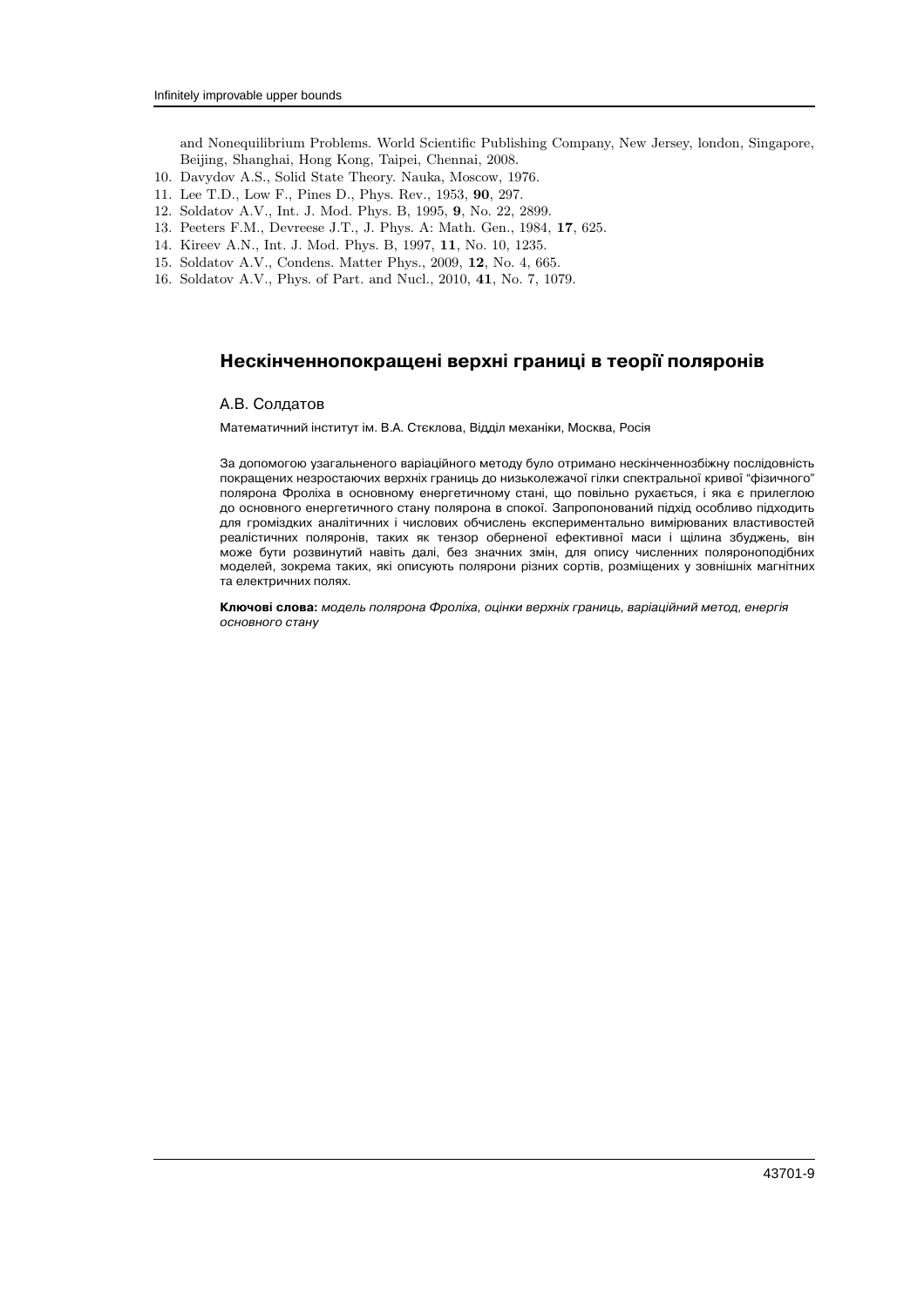and Nonequilibrium Problems. World Scientific Publishing Company, New Jersey, london, Singapore, Beijing, Shanghai, Hong Kong, Taipei, Chennai, 2008.

10. Davydov A.S., Solid State Theory. Nauka, Moscow, 1976.
11. Lee T.D., Low F., Pines D., Phys. Rev., 1953, **90**, 297.
12. Soldatov A.V., Int. J. Mod. Phys. B, 1995, **9**, No. 22, 2899.
13. Peeters F.M., Devreese J.T., J. Phys. A: Math. Gen., 1984, **17**, 625.
14. Kireev A.N., Int. J. Mod. Phys. B, 1997, **11**, No. 10, 1235.
15. Soldatov A.V., Condens. Matter Phys., 2009, **12**, No. 4, 665.
16. Soldatov A.V., Phys. of Part. and Nucl., 2010, **41**, No. 7, 1079.

## Нескінченнопокращені верхні границі в теорії поляронів

А.В. Солдатов

Математичний інститут ім. В.А. Стєклова, Відділ механіки, Москва, Росія

За допомогою узагальненого варіаційного методу було отримано нескінченнозбіжну послідовність покращених незростаючих верхніх границь до низьколежачої гілки спектральної кривої "фізичного" полярона Фроліха в основному енергетичному стані, що повільно рухається, і яка є прилеглою до основного енергетичного стану полярона в спокої. Запропонований підхід особливо підходить для громіздких аналітичних і числових обчислень експериментально вимірюваних властивостей реалістичних поляронів, таких як тензор оберненої ефективної маси і щілина збуджень, він може бути розвинутий навіть далі, без значних змін, для опису численних поляроноподібних моделей, зокрема таких, які описують полярони різних сортів, розміщених у зовнішніх магнітних та електричних полях.

**Ключові слова:** *модель полярона Фроліха, оцінки верхніх границь, варіаційний метод, енергія основного стану*